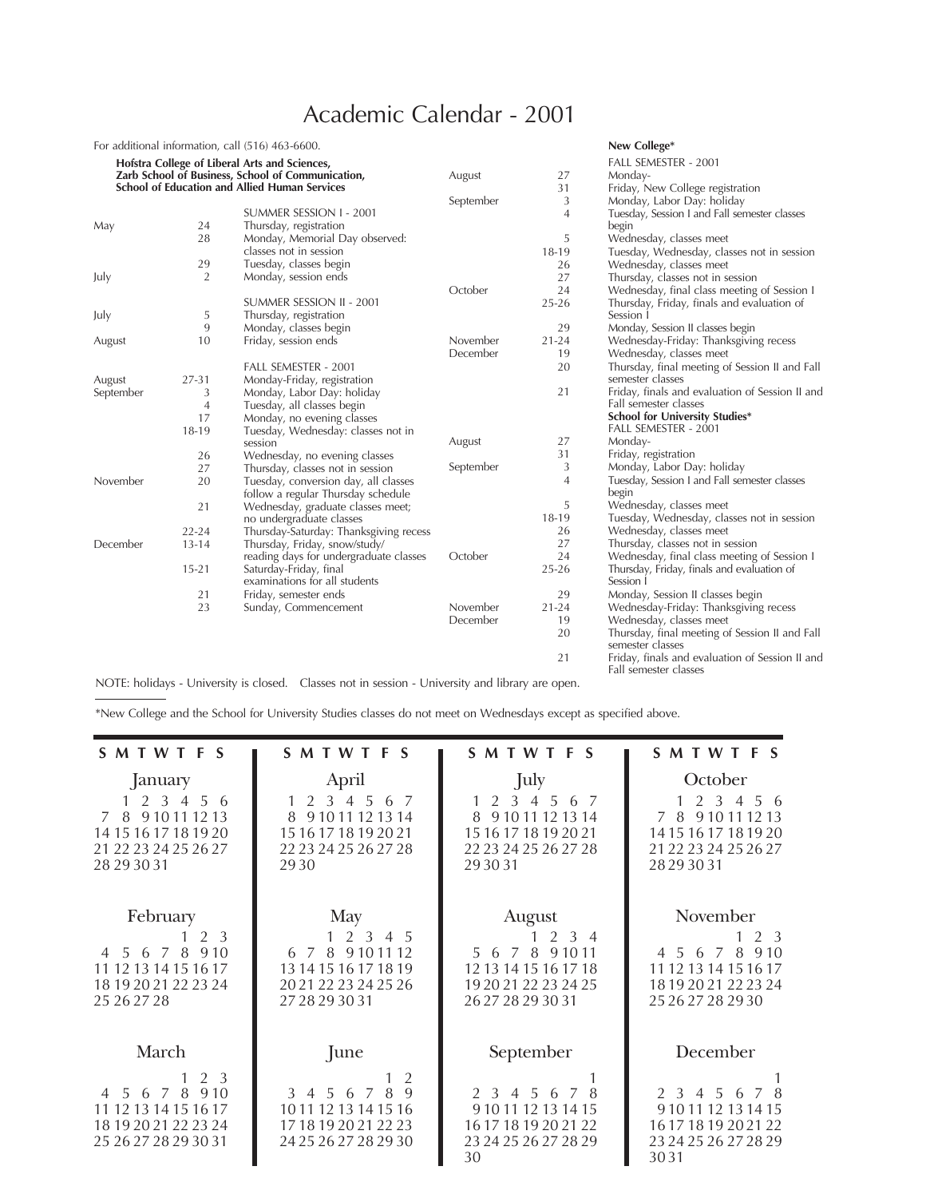# Academic Calendar - 2001

For additional information, call (516) 463-6600.

**Hofstra College of Liberal Arts and Sciences, Zarb School of Business, School of Communication, School of Education and Allied Human Services**

| Month | Date | Event |
|---|---|---|
| | | SUMMER SESSION I - 2001 |
| May | 24 | Thursday, registration |
| | 28 | Monday, Memorial Day observed: classes not in session |
| | 29 | Tuesday, classes begin |
| July | 2 | Monday, session ends |
| | | SUMMER SESSION II - 2001 |
| July | 5 | Thursday, registration |
| | 9 | Monday, classes begin |
| August | 10 | Friday, session ends |
| | | FALL SEMESTER - 2001 |
| August | 27-31 | Monday-Friday, registration |
| September | 3 | Monday, Labor Day: holiday |
| | 4 | Tuesday, all classes begin |
| | 17 | Monday, no evening classes |
| | 18-19 | Tuesday, Wednesday: classes not in session |
| | 26 | Wednesday, no evening classes |
| | 27 | Thursday, classes not in session |
| November | 20 | Tuesday, conversion day, all classes follow a regular Thursday schedule |
| | 21 | Wednesday, graduate classes meet; no undergraduate classes |
| | 22-24 | Thursday-Saturday: Thanksgiving recess |
| December | 13-14 | Thursday, Friday, snow/study/ reading days for undergraduate classes |
| | 15-21 | Saturday-Friday, final examinations for all students |
| | 21 | Friday, semester ends |
| | 23 | Sunday, Commencement |

**New College***

| Month | Date | Event |
|---|---|---|
| | | FALL SEMESTER - 2001 |
| August | 27 | Monday- |
| | 31 | Friday, New College registration |
| September | 3 | Monday, Labor Day: holiday |
| | 4 | Tuesday, Session I and Fall semester classes begin |
| | 5 | Wednesday, classes meet |
| | 18-19 | Tuesday, Wednesday, classes not in session |
| | 26 | Wednesday, classes meet |
| | 27 | Thursday, classes not in session |
| October | 24 | Wednesday, final class meeting of Session I |
| | 25-26 | Thursday, Friday, finals and evaluation of Session I |
| | 29 | Monday, Session II classes begin |
| November | 21-24 | Wednesday-Friday: Thanksgiving recess |
| December | 19 | Wednesday, classes meet |
| | 20 | Thursday, final meeting of Session II and Fall semester classes |
| | 21 | Friday, finals and evaluation of Session II and Fall semester classes |

**School for University Studies***

| Month | Date | Event |
|---|---|---|
| | | FALL SEMESTER - 2001 |
| August | 27 | Monday- |
| | 31 | Friday, registration |
| September | 3 | Monday, Labor Day: holiday |
| | 4 | Tuesday, Session I and Fall semester classes begin |
| | 5 | Wednesday, classes meet |
| | 18-19 | Tuesday, Wednesday, classes not in session |
| | 26 | Wednesday, classes meet |
| | 27 | Thursday, classes not in session |
| October | 24 | Wednesday, final class meeting of Session I |
| | 25-26 | Thursday, Friday, finals and evaluation of Session I |
| | 29 | Monday, Session II classes begin |
| November | 21-24 | Wednesday-Friday: Thanksgiving recess |
| December | 19 | Wednesday, classes meet |
| | 20 | Thursday, final meeting of Session II and Fall semester classes |
| | 21 | Friday, finals and evaluation of Session II and Fall semester classes |

NOTE: holidays - University is closed. Classes not in session - University and library are open.

*New College and the School for University Studies classes do not meet on Wednesdays except as specified above.

**January**

| S | M | T | W | T | F | S |
|---|---|---|---|---|---|---|
| | 1 | 2 | 3 | 4 | 5 | 6 |
| 7 | 8 | 9 | 10 | 11 | 12 | 13 |
| 14 | 15 | 16 | 17 | 18 | 19 | 20 |
| 21 | 22 | 23 | 24 | 25 | 26 | 27 |
| 28 | 29 | 30 | 31 | | | |

**February**

| S | M | T | W | T | F | S |
|---|---|---|---|---|---|---|
| | | | | 1 | 2 | 3 |
| 4 | 5 | 6 | 7 | 8 | 9 | 10 |
| 11 | 12 | 13 | 14 | 15 | 16 | 17 |
| 18 | 19 | 20 | 21 | 22 | 23 | 24 |
| 25 | 26 | 27 | 28 | | | |

**March**

| S | M | T | W | T | F | S |
|---|---|---|---|---|---|---|
| | | | | 1 | 2 | 3 |
| 4 | 5 | 6 | 7 | 8 | 9 | 10 |
| 11 | 12 | 13 | 14 | 15 | 16 | 17 |
| 18 | 19 | 20 | 21 | 22 | 23 | 24 |
| 25 | 26 | 27 | 28 | 29 | 30 | 31 |

**April**

| S | M | T | W | T | F | S |
|---|---|---|---|---|---|---|
| 1 | 2 | 3 | 4 | 5 | 6 | 7 |
| 8 | 9 | 10 | 11 | 12 | 13 | 14 |
| 15 | 16 | 17 | 18 | 19 | 20 | 21 |
| 22 | 23 | 24 | 25 | 26 | 27 | 28 |
| 29 | 30 | | | | | |

**May**

| S | M | T | W | T | F | S |
|---|---|---|---|---|---|---|
| | | 1 | 2 | 3 | 4 | 5 |
| 6 | 7 | 8 | 9 | 10 | 11 | 12 |
| 13 | 14 | 15 | 16 | 17 | 18 | 19 |
| 20 | 21 | 22 | 23 | 24 | 25 | 26 |
| 27 | 28 | 29 | 30 | 31 | | |

**June**

| S | M | T | W | T | F | S |
|---|---|---|---|---|---|---|
| | | | | | 1 | 2 |
| 3 | 4 | 5 | 6 | 7 | 8 | 9 |
| 10 | 11 | 12 | 13 | 14 | 15 | 16 |
| 17 | 18 | 19 | 20 | 21 | 22 | 23 |
| 24 | 25 | 26 | 27 | 28 | 29 | 30 |

**July**

| S | M | T | W | T | F | S |
|---|---|---|---|---|---|---|
| 1 | 2 | 3 | 4 | 5 | 6 | 7 |
| 8 | 9 | 10 | 11 | 12 | 13 | 14 |
| 15 | 16 | 17 | 18 | 19 | 20 | 21 |
| 22 | 23 | 24 | 25 | 26 | 27 | 28 |
| 29 | 30 | 31 | | | | |

**August**

| S | M | T | W | T | F | S |
|---|---|---|---|---|---|---|
| | | | 1 | 2 | 3 | 4 |
| 5 | 6 | 7 | 8 | 9 | 10 | 11 |
| 12 | 13 | 14 | 15 | 16 | 17 | 18 |
| 19 | 20 | 21 | 22 | 23 | 24 | 25 |
| 26 | 27 | 28 | 29 | 30 | 31 | |

**September**

| S | M | T | W | T | F | S |
|---|---|---|---|---|---|---|
| | | | | | | 1 |
| 2 | 3 | 4 | 5 | 6 | 7 | 8 |
| 9 | 10 | 11 | 12 | 13 | 14 | 15 |
| 16 | 17 | 18 | 19 | 20 | 21 | 22 |
| 23 | 24 | 25 | 26 | 27 | 28 | 29 |
| 30 | | | | | | |

**October**

| S | M | T | W | T | F | S |
|---|---|---|---|---|---|---|
| | 1 | 2 | 3 | 4 | 5 | 6 |
| 7 | 8 | 9 | 10 | 11 | 12 | 13 |
| 14 | 15 | 16 | 17 | 18 | 19 | 20 |
| 21 | 22 | 23 | 24 | 25 | 26 | 27 |
| 28 | 29 | 30 | 31 | | | |

**November**

| S | M | T | W | T | F | S |
|---|---|---|---|---|---|---|
| | | | | 1 | 2 | 3 |
| 4 | 5 | 6 | 7 | 8 | 9 | 10 |
| 11 | 12 | 13 | 14 | 15 | 16 | 17 |
| 18 | 19 | 20 | 21 | 22 | 23 | 24 |
| 25 | 26 | 27 | 28 | 29 | 30 | |

**December**

| S | M | T | W | T | F | S |
|---|---|---|---|---|---|---|
| | | | | | | 1 |
| 2 | 3 | 4 | 5 | 6 | 7 | 8 |
| 9 | 10 | 11 | 12 | 13 | 14 | 15 |
| 16 | 17 | 18 | 19 | 20 | 21 | 22 |
| 23 | 24 | 25 | 26 | 27 | 28 | 29 |
| 30 | 31 | | | | | |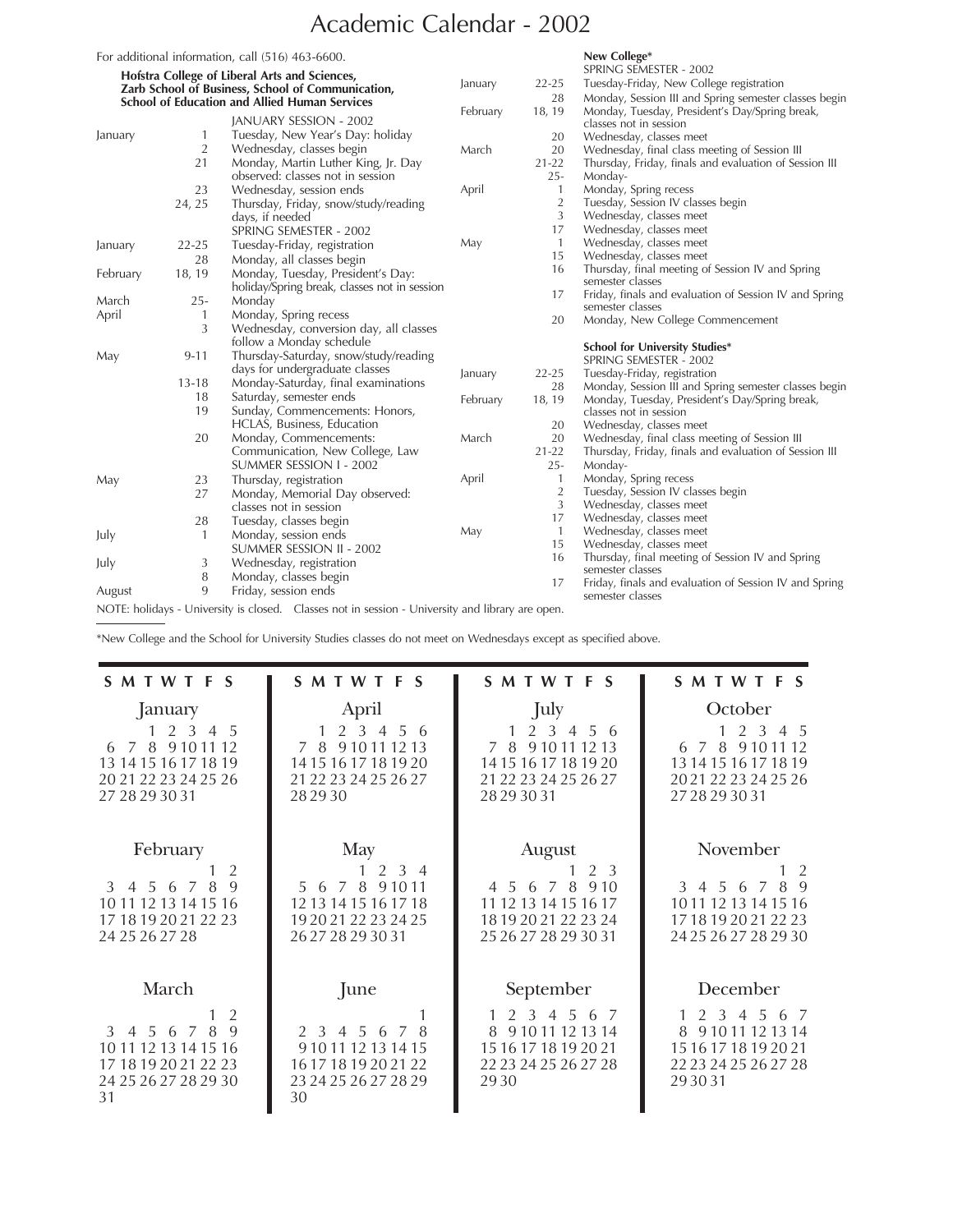# Academic Calendar - 2002

For additional information, call (516) 463-6600.

**Hofstra College of Liberal Arts and Sciences, Zarb School of Business, School of Communication, School of Education and Allied Human Services**

JANUARY SESSION - 2002

| | | |
|---|---|---|
| January | 1 | Tuesday, New Year's Day: holiday |
| | 2 | Wednesday, classes begin |
| | 21 | Monday, Martin Luther King, Jr. Day observed: classes not in session |
| | 23 | Wednesday, session ends |
| | 24, 25 | Thursday, Friday, snow/study/reading days, if needed |

SPRING SEMESTER - 2002

| | | |
|---|---|---|
| January | 22-25 | Tuesday-Friday, registration |
| | 28 | Monday, all classes begin |
| February | 18, 19 | Monday, Tuesday, President's Day: holiday/Spring break, classes not in session |
| March | 25- | Monday |
| April | 1 | Monday, Spring recess |
| | 3 | Wednesday, conversion day, all classes follow a Monday schedule |
| May | 9-11 | Thursday-Saturday, snow/study/reading days for undergraduate classes |
| | 13-18 | Monday-Saturday, final examinations |
| | 18 | Saturday, semester ends |
| | 19 | Sunday, Commencements: Honors, HCLAS, Business, Education |
| | 20 | Monday, Commencements: Communication, New College, Law |

SUMMER SESSION I - 2002

| | | |
|---|---|---|
| May | 23 | Thursday, registration |
| | 27 | Monday, Memorial Day observed: classes not in session |
| | 28 | Tuesday, classes begin |
| July | 1 | Monday, session ends |

SUMMER SESSION II - 2002

| | | |
|---|---|---|
| July | 3 | Wednesday, registration |
| | 8 | Monday, classes begin |
| August | 9 | Friday, session ends |

NOTE: holidays - University is closed. Classes not in session - University and library are open.

**New College***

SPRING SEMESTER - 2002

| | | |
|---|---|---|
| January | 22-25 | Tuesday-Friday, New College registration |
| | 28 | Monday, Session III and Spring semester classes begin |
| February | 18, 19 | Monday, Tuesday, President's Day/Spring break, classes not in session |
| | 20 | Wednesday, classes meet |
| March | 20 | Wednesday, final class meeting of Session III |
| | 21-22 | Thursday, Friday, finals and evaluation of Session III |
| | 25- | Monday- |
| April | 1 | Monday, Spring recess |
| | 2 | Tuesday, Session IV classes begin |
| | 3 | Wednesday, classes meet |
| | 17 | Wednesday, classes meet |
| May | 1 | Wednesday, classes meet |
| | 15 | Wednesday, classes meet |
| | 16 | Thursday, final meeting of Session IV and Spring semester classes |
| | 17 | Friday, finals and evaluation of Session IV and Spring semester classes |
| | 20 | Monday, New College Commencement |

**School for University Studies***

SPRING SEMESTER - 2002

| | | |
|---|---|---|
| January | 22-25 | Tuesday-Friday, registration |
| | 28 | Monday, Session III and Spring semester classes begin |
| February | 18, 19 | Monday, Tuesday, President's Day/Spring break, classes not in session |
| | 20 | Wednesday, classes meet |
| March | 20 | Wednesday, final class meeting of Session III |
| | 21-22 | Thursday, Friday, finals and evaluation of Session III |
| | 25- | Monday- |
| April | 1 | Monday, Spring recess |
| | 2 | Tuesday, Session IV classes begin |
| | 3 | Wednesday, classes meet |
| | 17 | Wednesday, classes meet |
| May | 1 | Wednesday, classes meet |
| | 15 | Wednesday, classes meet |
| | 16 | Thursday, final meeting of Session IV and Spring semester classes |
| | 17 | Friday, finals and evaluation of Session IV and Spring semester classes |

*New College and the School for University Studies classes do not meet on Wednesdays except as specified above.

**January**

| S | M | T | W | T | F | S |
|---|---|---|---|---|---|---|
| | | 1 | 2 | 3 | 4 | 5 |
| 6 | 7 | 8 | 9 | 10 | 11 | 12 |
| 13 | 14 | 15 | 16 | 17 | 18 | 19 |
| 20 | 21 | 22 | 23 | 24 | 25 | 26 |
| 27 | 28 | 29 | 30 | 31 | | |

**February**

| S | M | T | W | T | F | S |
|---|---|---|---|---|---|---|
| | | | | | 1 | 2 |
| 3 | 4 | 5 | 6 | 7 | 8 | 9 |
| 10 | 11 | 12 | 13 | 14 | 15 | 16 |
| 17 | 18 | 19 | 20 | 21 | 22 | 23 |
| 24 | 25 | 26 | 27 | 28 | | |

**March**

| S | M | T | W | T | F | S |
|---|---|---|---|---|---|---|
| | | | | | 1 | 2 |
| 3 | 4 | 5 | 6 | 7 | 8 | 9 |
| 10 | 11 | 12 | 13 | 14 | 15 | 16 |
| 17 | 18 | 19 | 20 | 21 | 22 | 23 |
| 24 | 25 | 26 | 27 | 28 | 29 | 30 |
| 31 | | | | | | |

**April**

| S | M | T | W | T | F | S |
|---|---|---|---|---|---|---|
| | 1 | 2 | 3 | 4 | 5 | 6 |
| 7 | 8 | 9 | 10 | 11 | 12 | 13 |
| 14 | 15 | 16 | 17 | 18 | 19 | 20 |
| 21 | 22 | 23 | 24 | 25 | 26 | 27 |
| 28 | 29 | 30 | | | | |

**May**

| S | M | T | W | T | F | S |
|---|---|---|---|---|---|---|
| | | | 1 | 2 | 3 | 4 |
| 5 | 6 | 7 | 8 | 9 | 10 | 11 |
| 12 | 13 | 14 | 15 | 16 | 17 | 18 |
| 19 | 20 | 21 | 22 | 23 | 24 | 25 |
| 26 | 27 | 28 | 29 | 30 | 31 | |

**June**

| S | M | T | W | T | F | S |
|---|---|---|---|---|---|---|
| | | | | | | 1 |
| 2 | 3 | 4 | 5 | 6 | 7 | 8 |
| 9 | 10 | 11 | 12 | 13 | 14 | 15 |
| 16 | 17 | 18 | 19 | 20 | 21 | 22 |
| 23 | 24 | 25 | 26 | 27 | 28 | 29 |
| 30 | | | | | | |

**July**

| S | M | T | W | T | F | S |
|---|---|---|---|---|---|---|
| | 1 | 2 | 3 | 4 | 5 | 6 |
| 7 | 8 | 9 | 10 | 11 | 12 | 13 |
| 14 | 15 | 16 | 17 | 18 | 19 | 20 |
| 21 | 22 | 23 | 24 | 25 | 26 | 27 |
| 28 | 29 | 30 | 31 | | | |

**August**

| S | M | T | W | T | F | S |
|---|---|---|---|---|---|---|
| | | | | 1 | 2 | 3 |
| 4 | 5 | 6 | 7 | 8 | 9 | 10 |
| 11 | 12 | 13 | 14 | 15 | 16 | 17 |
| 18 | 19 | 20 | 21 | 22 | 23 | 24 |
| 25 | 26 | 27 | 28 | 29 | 30 | 31 |

**September**

| S | M | T | W | T | F | S |
|---|---|---|---|---|---|---|
| 1 | 2 | 3 | 4 | 5 | 6 | 7 |
| 8 | 9 | 10 | 11 | 12 | 13 | 14 |
| 15 | 16 | 17 | 18 | 19 | 20 | 21 |
| 22 | 23 | 24 | 25 | 26 | 27 | 28 |
| 29 | 30 | | | | | |

**October**

| S | M | T | W | T | F | S |
|---|---|---|---|---|---|---|
| | | 1 | 2 | 3 | 4 | 5 |
| 6 | 7 | 8 | 9 | 10 | 11 | 12 |
| 13 | 14 | 15 | 16 | 17 | 18 | 19 |
| 20 | 21 | 22 | 23 | 24 | 25 | 26 |
| 27 | 28 | 29 | 30 | 31 | | |

**November**

| S | M | T | W | T | F | S |
|---|---|---|---|---|---|---|
| | | | | | 1 | 2 |
| 3 | 4 | 5 | 6 | 7 | 8 | 9 |
| 10 | 11 | 12 | 13 | 14 | 15 | 16 |
| 17 | 18 | 19 | 20 | 21 | 22 | 23 |
| 24 | 25 | 26 | 27 | 28 | 29 | 30 |

**December**

| S | M | T | W | T | F | S |
|---|---|---|---|---|---|---|
| 1 | 2 | 3 | 4 | 5 | 6 | 7 |
| 8 | 9 | 10 | 11 | 12 | 13 | 14 |
| 15 | 16 | 17 | 18 | 19 | 20 | 21 |
| 22 | 23 | 24 | 25 | 26 | 27 | 28 |
| 29 | 30 | 31 | | | | |